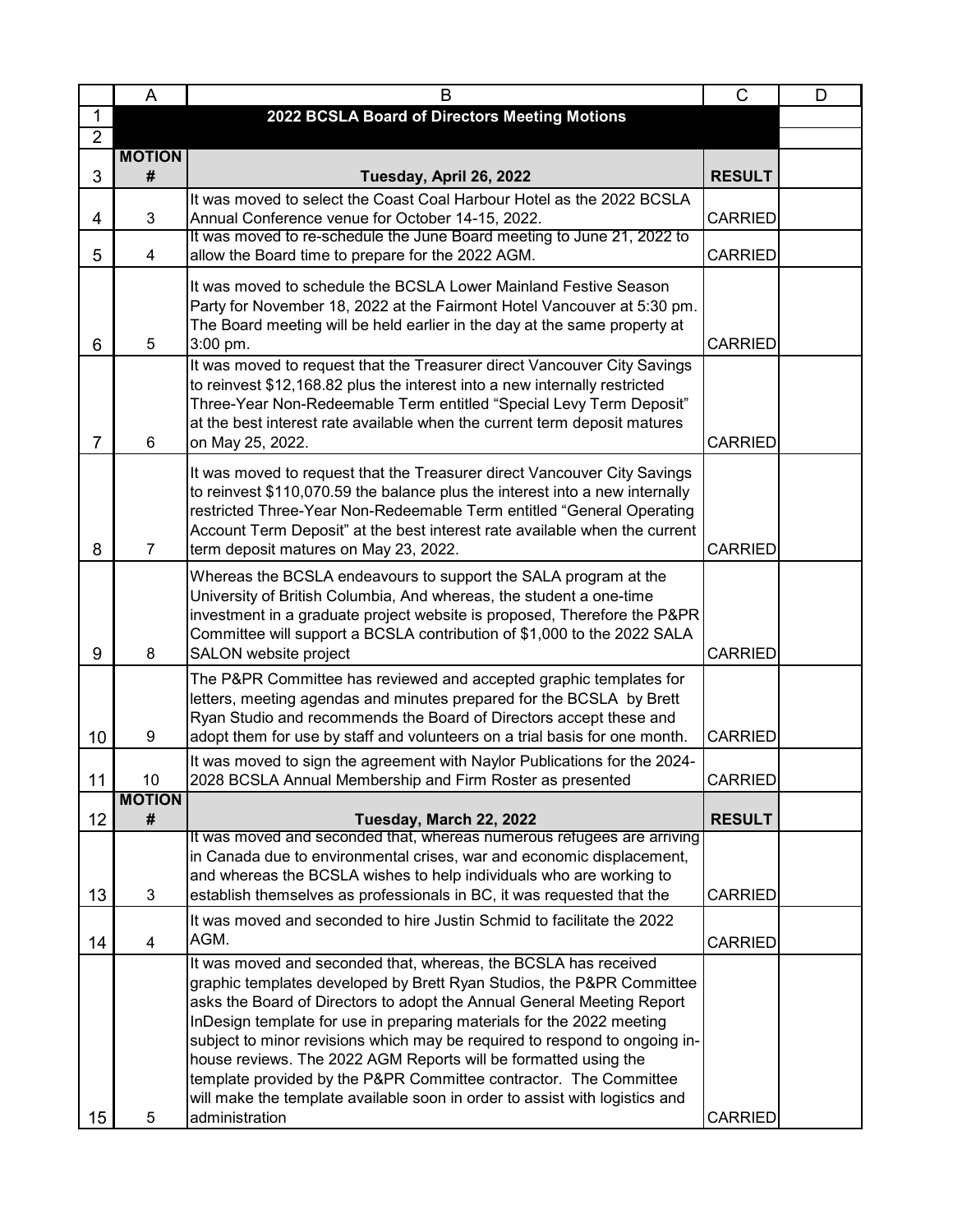|   | A | B | C | D |
|---|---|---|---|---|
| 1 | | **2022 BCSLA Board of Directors Meeting Motions** | | |
| 2 | | | | |
| 3 | **MOTION #** | **Tuesday, April 26, 2022** | **RESULT** | |
| 4 | 3 | It was moved to select the Coast Coal Harbour Hotel as the 2022 BCSLA Annual Conference venue for October 14-15, 2022. | CARRIED | |
| 5 | 4 | It was moved to re-schedule the June Board meeting to June 21, 2022 to allow the Board time to prepare for the 2022 AGM. | CARRIED | |
| 6 | 5 | It was moved to schedule the BCSLA Lower Mainland Festive Season Party for November 18, 2022 at the Fairmont Hotel Vancouver at 5:30 pm. The Board meeting will be held earlier in the day at the same property at 3:00 pm. | CARRIED | |
| 7 | 6 | It was moved to request that the Treasurer direct Vancouver City Savings to reinvest $12,168.82 plus the interest into a new internally restricted Three-Year Non-Redeemable Term entitled "Special Levy Term Deposit" at the best interest rate available when the current term deposit matures on May 25, 2022. | CARRIED | |
| 8 | 7 | It was moved to request that the Treasurer direct Vancouver City Savings to reinvest $110,070.59 the balance plus the interest into a new internally restricted Three-Year Non-Redeemable Term entitled "General Operating Account Term Deposit" at the best interest rate available when the current term deposit matures on May 23, 2022. | CARRIED | |
| 9 | 8 | Whereas the BCSLA endeavours to support the SALA program at the University of British Columbia, And whereas, the student a one-time investment in a graduate project website is proposed, Therefore the P&PR Committee will support a BCSLA contribution of $1,000 to the 2022 SALA SALON website project | CARRIED | |
| 10 | 9 | The P&PR Committee has reviewed and accepted graphic templates for letters, meeting agendas and minutes prepared for the BCSLA by Brett Ryan Studio and recommends the Board of Directors accept these and adopt them for use by staff and volunteers on a trial basis for one month. | CARRIED | |
| 11 | 10 | It was moved to sign the agreement with Naylor Publications for the 2024-2028 BCSLA Annual Membership and Firm Roster as presented | CARRIED | |
| 12 | **MOTION #** | **Tuesday, March 22, 2022** | **RESULT** | |
| 13 | 3 | It was moved and seconded that, whereas numerous refugees are arriving in Canada due to environmental crises, war and economic displacement, and whereas the BCSLA wishes to help individuals who are working to establish themselves as professionals in BC, it was requested that the | CARRIED | |
| 14 | 4 | It was moved and seconded to hire Justin Schmid to facilitate the 2022 AGM. | CARRIED | |
| 15 | 5 | It was moved and seconded that, whereas, the BCSLA has received graphic templates developed by Brett Ryan Studios, the P&PR Committee asks the Board of Directors to adopt the Annual General Meeting Report InDesign template for use in preparing materials for the 2022 meeting subject to minor revisions which may be required to respond to ongoing in-house reviews. The 2022 AGM Reports will be formatted using the template provided by the P&PR Committee contractor. The Committee will make the template available soon in order to assist with logistics and administration | CARRIED | |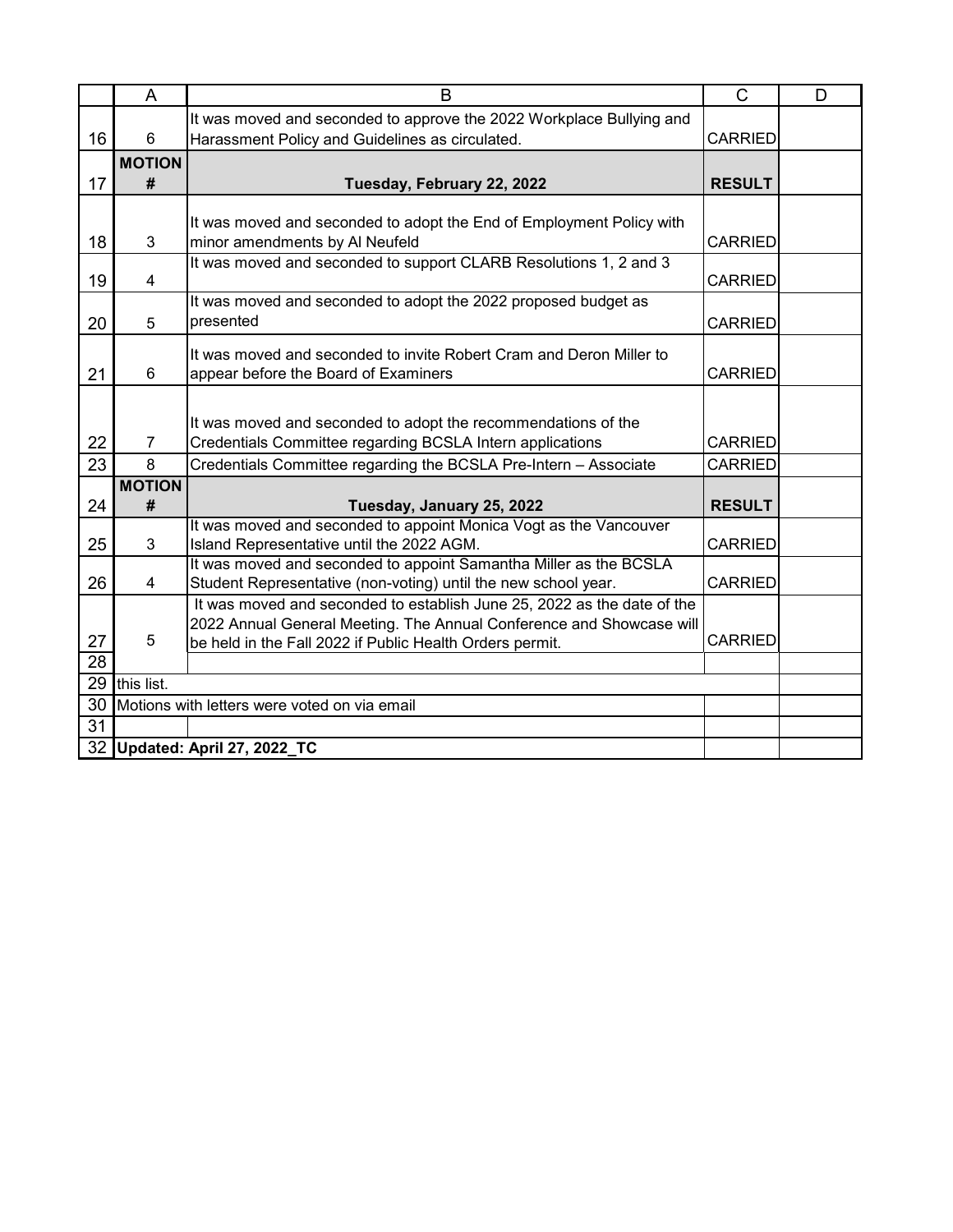| | A | B | C | D |
|---|---|---|---|---|
| 16 | 6 | It was moved and seconded to approve the 2022 Workplace Bullying and Harassment Policy and Guidelines as circulated. | CARRIED | |
| 17 | **MOTION #** | **Tuesday, February 22, 2022** | **RESULT** | |
| 18 | 3 | It was moved and seconded to adopt the End of Employment Policy with minor amendments by Al Neufeld | CARRIED | |
| 19 | 4 | It was moved and seconded to support CLARB Resolutions 1, 2 and 3 | CARRIED | |
| 20 | 5 | It was moved and seconded to adopt the 2022 proposed budget as presented | CARRIED | |
| 21 | 6 | It was moved and seconded to invite Robert Cram and Deron Miller to appear before the Board of Examiners | CARRIED | |
| 22 | 7 | It was moved and seconded to adopt the recommendations of the Credentials Committee regarding BCSLA Intern applications | CARRIED | |
| 23 | 8 | Credentials Committee regarding the BCSLA Pre-Intern – Associate | CARRIED | |
| 24 | **MOTION #** | **Tuesday, January 25, 2022** | **RESULT** | |
| 25 | 3 | It was moved and seconded to appoint Monica Vogt as the Vancouver Island Representative until the 2022 AGM. | CARRIED | |
| 26 | 4 | It was moved and seconded to appoint Samantha Miller as the BCSLA Student Representative (non-voting) until the new school year. | CARRIED | |
| 27 | 5 | It was moved and seconded to establish June 25, 2022 as the date of the 2022 Annual General Meeting. The Annual Conference and Showcase will be held in the Fall 2022 if Public Health Orders permit. | CARRIED | |
| 28 | | | | |
| 29 | this list. | | | |
| 30 | Motions with letters were voted on via email | | | |
| 31 | | | | |
| 32 | **Updated: April 27, 2022_TC** | | | |